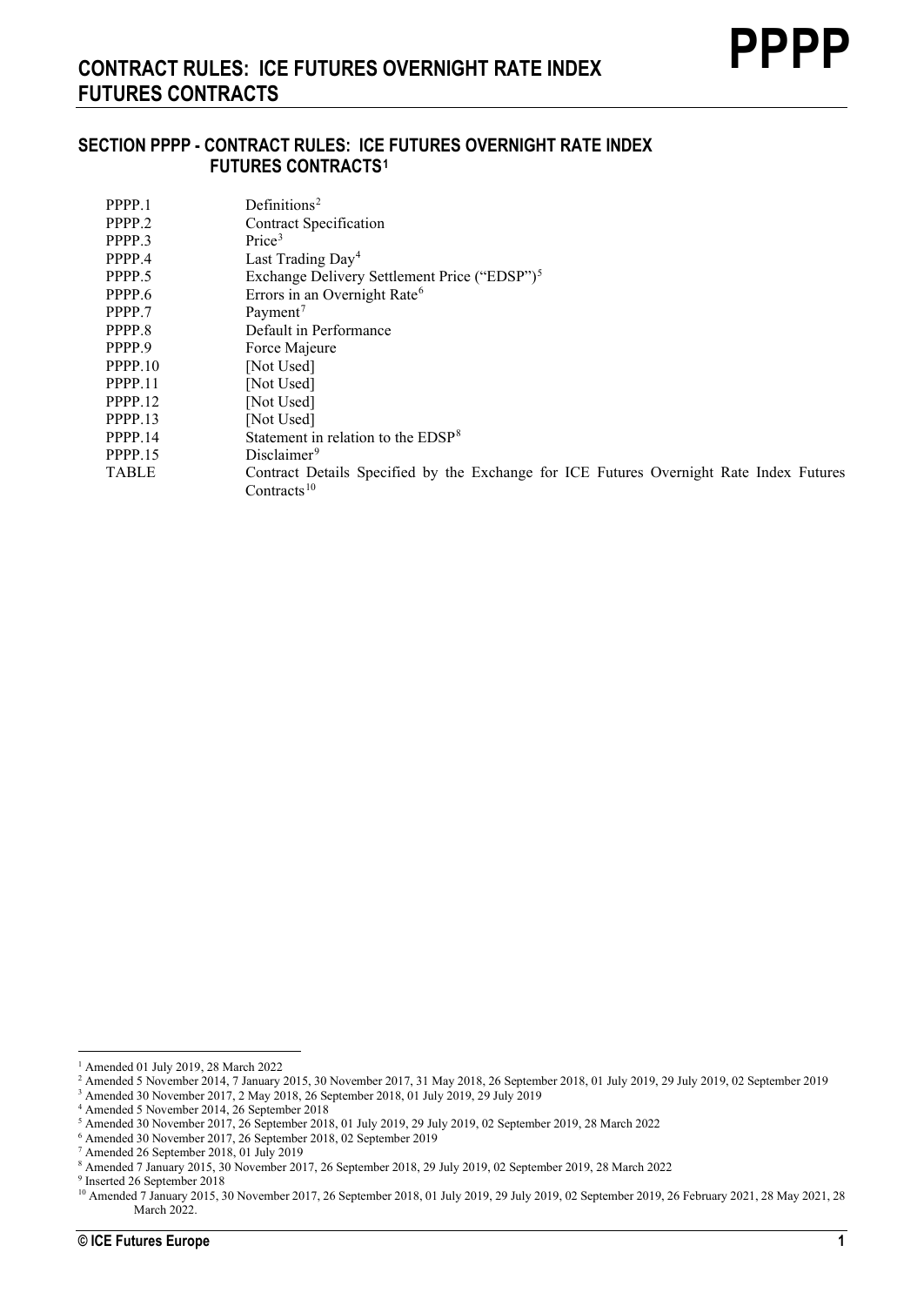# SECTION PPPP - CONTRACT RULES: ICE FUTURES OVERNIGHT RATE INDEX FUTURES CONTRACTS[1]

| | |
|---|---|
| PPPP.1 | Definitions[2] |
| PPPP.2 | Contract Specification |
| PPPP.3 | Price[3] |
| PPPP.4 | Last Trading Day[4] |
| PPPP.5 | Exchange Delivery Settlement Price ("EDSP")[5] |
| PPPP.6 | Errors in an Overnight Rate[6] |
| PPPP.7 | Payment[7] |
| PPPP.8 | Default in Performance |
| PPPP.9 | Force Majeure |
| PPPP.10 | [Not Used] |
| PPPP.11 | [Not Used] |
| PPPP.12 | [Not Used] |
| PPPP.13 | [Not Used] |
| PPPP.14 | Statement in relation to the EDSP[8] |
| PPPP.15 | Disclaimer[9] |
| TABLE | Contract Details Specified by the Exchange for ICE Futures Overnight Rate Index Futures Contracts[10] |

---

[1] Amended 01 July 2019, 28 March 2022

[2] Amended 5 November 2014, 7 January 2015, 30 November 2017, 31 May 2018, 26 September 2018, 01 July 2019, 29 July 2019, 02 September 2019

[3] Amended 30 November 2017, 2 May 2018, 26 September 2018, 01 July 2019, 29 July 2019

[4] Amended 5 November 2014, 26 September 2018

[5] Amended 30 November 2017, 26 September 2018, 01 July 2019, 29 July 2019, 02 September 2019, 28 March 2022

[6] Amended 30 November 2017, 26 September 2018, 02 September 2019

[7] Amended 26 September 2018, 01 July 2019

[8] Amended 7 January 2015, 30 November 2017, 26 September 2018, 29 July 2019, 02 September 2019, 28 March 2022

[9] Inserted 26 September 2018

[10] Amended 7 January 2015, 30 November 2017, 26 September 2018, 01 July 2019, 29 July 2019, 02 September 2019, 26 February 2021, 28 May 2021, 28 March 2022.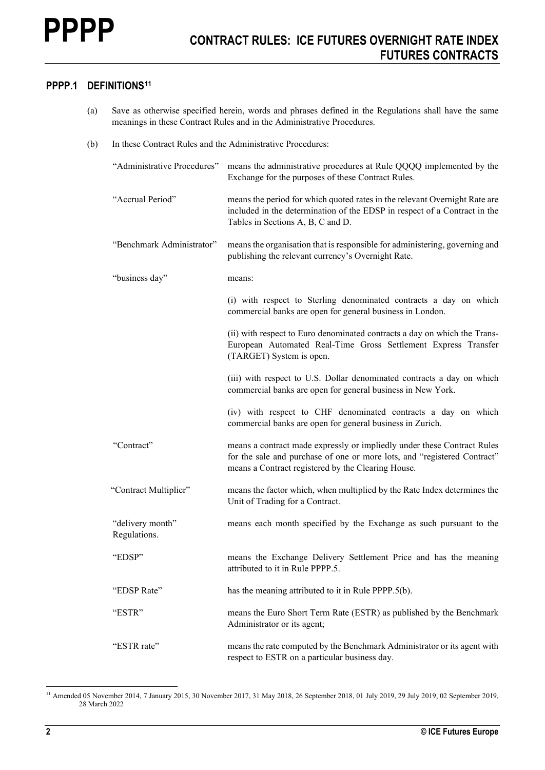## PPPP.1 DEFINITIONS[11]

(a) Save as otherwise specified herein, words and phrases defined in the Regulations shall have the same meanings in these Contract Rules and in the Administrative Procedures.

(b) In these Contract Rules and the Administrative Procedures:

| | |
|---|---|
| "Administrative Procedures" | means the administrative procedures at Rule QQQQ implemented by the Exchange for the purposes of these Contract Rules. |
| "Accrual Period" | means the period for which quoted rates in the relevant Overnight Rate are included in the determination of the EDSP in respect of a Contract in the Tables in Sections A, B, C and D. |
| "Benchmark Administrator" | means the organisation that is responsible for administering, governing and publishing the relevant currency's Overnight Rate. |
| "business day" | means:<br><br>(i) with respect to Sterling denominated contracts a day on which commercial banks are open for general business in London.<br><br>(ii) with respect to Euro denominated contracts a day on which the Trans-European Automated Real-Time Gross Settlement Express Transfer (TARGET) System is open.<br><br>(iii) with respect to U.S. Dollar denominated contracts a day on which commercial banks are open for general business in New York.<br><br>(iv) with respect to CHF denominated contracts a day on which commercial banks are open for general business in Zurich. |
| "Contract" | means a contract made expressly or impliedly under these Contract Rules for the sale and purchase of one or more lots, and "registered Contract" means a Contract registered by the Clearing House. |
| "Contract Multiplier" | means the factor which, when multiplied by the Rate Index determines the Unit of Trading for a Contract. |
| "delivery month" | means each month specified by the Exchange as such pursuant to the Regulations. |
| "EDSP" | means the Exchange Delivery Settlement Price and has the meaning attributed to it in Rule PPPP.5. |
| "EDSP Rate" | has the meaning attributed to it in Rule PPPP.5(b). |
| "ESTR" | means the Euro Short Term Rate (ESTR) as published by the Benchmark Administrator or its agent; |
| "ESTR rate" | means the rate computed by the Benchmark Administrator or its agent with respect to ESTR on a particular business day. |

[11] Amended 05 November 2014, 7 January 2015, 30 November 2017, 31 May 2018, 26 September 2018, 01 July 2019, 29 July 2019, 02 September 2019, 28 March 2022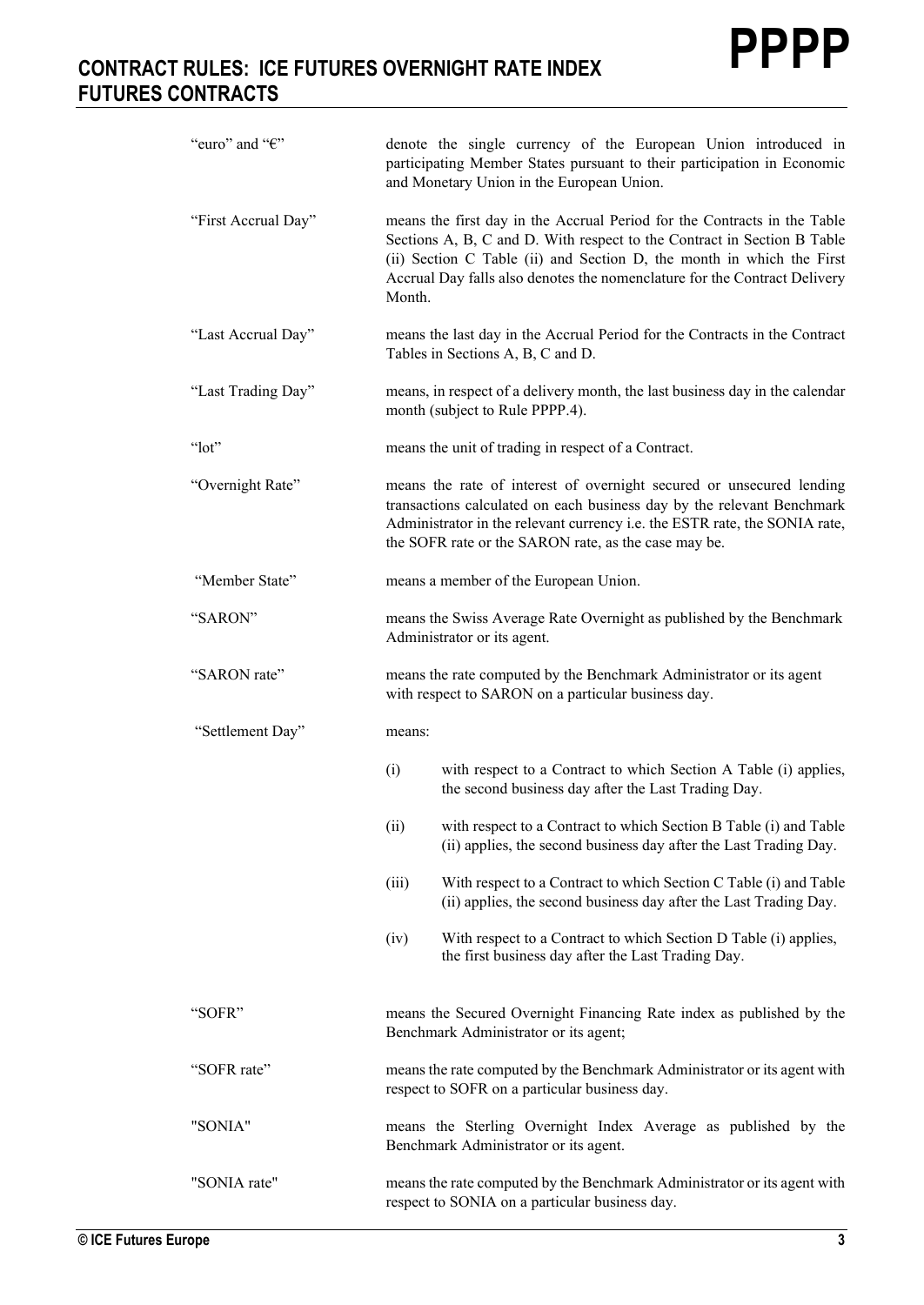| | |
|---|---|
| "euro" and "€" | denote the single currency of the European Union introduced in participating Member States pursuant to their participation in Economic and Monetary Union in the European Union. |
| "First Accrual Day" | means the first day in the Accrual Period for the Contracts in the Table Sections A, B, C and D. With respect to the Contract in Section B Table (ii) Section C Table (ii) and Section D, the month in which the First Accrual Day falls also denotes the nomenclature for the Contract Delivery Month. |
| "Last Accrual Day" | means the last day in the Accrual Period for the Contracts in the Contract Tables in Sections A, B, C and D. |
| "Last Trading Day" | means, in respect of a delivery month, the last business day in the calendar month (subject to Rule PPPP.4). |
| "lot" | means the unit of trading in respect of a Contract. |
| "Overnight Rate" | means the rate of interest of overnight secured or unsecured lending transactions calculated on each business day by the relevant Benchmark Administrator in the relevant currency i.e. the ESTR rate, the SONIA rate, the SOFR rate or the SARON rate, as the case may be. |
| "Member State" | means a member of the European Union. |
| "SARON" | means the Swiss Average Rate Overnight as published by the Benchmark Administrator or its agent. |
| "SARON rate" | means the rate computed by the Benchmark Administrator or its agent with respect to SARON on a particular business day. |
| "Settlement Day" | means:<br>(i) with respect to a Contract to which Section A Table (i) applies, the second business day after the Last Trading Day.<br>(ii) with respect to a Contract to which Section B Table (i) and Table (ii) applies, the second business day after the Last Trading Day.<br>(iii) With respect to a Contract to which Section C Table (i) and Table (ii) applies, the second business day after the Last Trading Day.<br>(iv) With respect to a Contract to which Section D Table (i) applies, the first business day after the Last Trading Day. |
| "SOFR" | means the Secured Overnight Financing Rate index as published by the Benchmark Administrator or its agent; |
| "SOFR rate" | means the rate computed by the Benchmark Administrator or its agent with respect to SOFR on a particular business day. |
| "SONIA" | means the Sterling Overnight Index Average as published by the Benchmark Administrator or its agent. |
| "SONIA rate" | means the rate computed by the Benchmark Administrator or its agent with respect to SONIA on a particular business day. |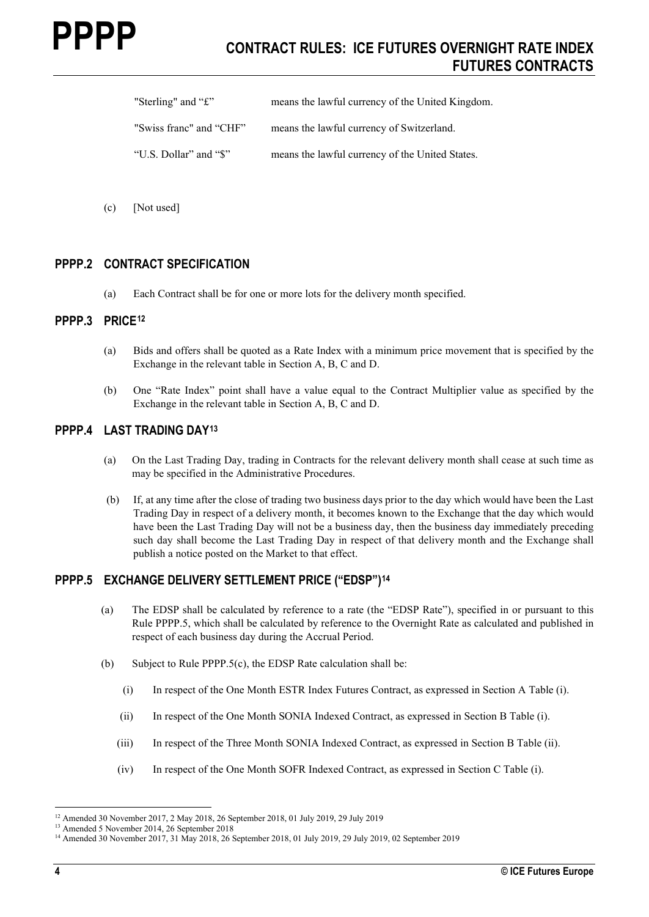| | |
|---|---|
| "Sterling" and "£" | means the lawful currency of the United Kingdom. |
| "Swiss franc" and "CHF" | means the lawful currency of Switzerland. |
| "U.S. Dollar" and "$" | means the lawful currency of the United States. |

(c) [Not used]

## PPPP.2 CONTRACT SPECIFICATION

(a) Each Contract shall be for one or more lots for the delivery month specified.

## PPPP.3 PRICE[12]

(a) Bids and offers shall be quoted as a Rate Index with a minimum price movement that is specified by the Exchange in the relevant table in Section A, B, C and D.

(b) One "Rate Index" point shall have a value equal to the Contract Multiplier value as specified by the Exchange in the relevant table in Section A, B, C and D.

## PPPP.4 LAST TRADING DAY[13]

(a) On the Last Trading Day, trading in Contracts for the relevant delivery month shall cease at such time as may be specified in the Administrative Procedures.

(b) If, at any time after the close of trading two business days prior to the day which would have been the Last Trading Day in respect of a delivery month, it becomes known to the Exchange that the day which would have been the Last Trading Day will not be a business day, then the business day immediately preceding such day shall become the Last Trading Day in respect of that delivery month and the Exchange shall publish a notice posted on the Market to that effect.

## PPPP.5 EXCHANGE DELIVERY SETTLEMENT PRICE ("EDSP")[14]

(a) The EDSP shall be calculated by reference to a rate (the "EDSP Rate"), specified in or pursuant to this Rule PPPP.5, which shall be calculated by reference to the Overnight Rate as calculated and published in respect of each business day during the Accrual Period.

(b) Subject to Rule PPPP.5(c), the EDSP Rate calculation shall be:

(i) In respect of the One Month ESTR Index Futures Contract, as expressed in Section A Table (i).

(ii) In respect of the One Month SONIA Indexed Contract, as expressed in Section B Table (i).

(iii) In respect of the Three Month SONIA Indexed Contract, as expressed in Section B Table (ii).

(iv) In respect of the One Month SOFR Indexed Contract, as expressed in Section C Table (i).

---

[12] Amended 30 November 2017, 2 May 2018, 26 September 2018, 01 July 2019, 29 July 2019

[13] Amended 5 November 2014, 26 September 2018

[14] Amended 30 November 2017, 31 May 2018, 26 September 2018, 01 July 2019, 29 July 2019, 02 September 2019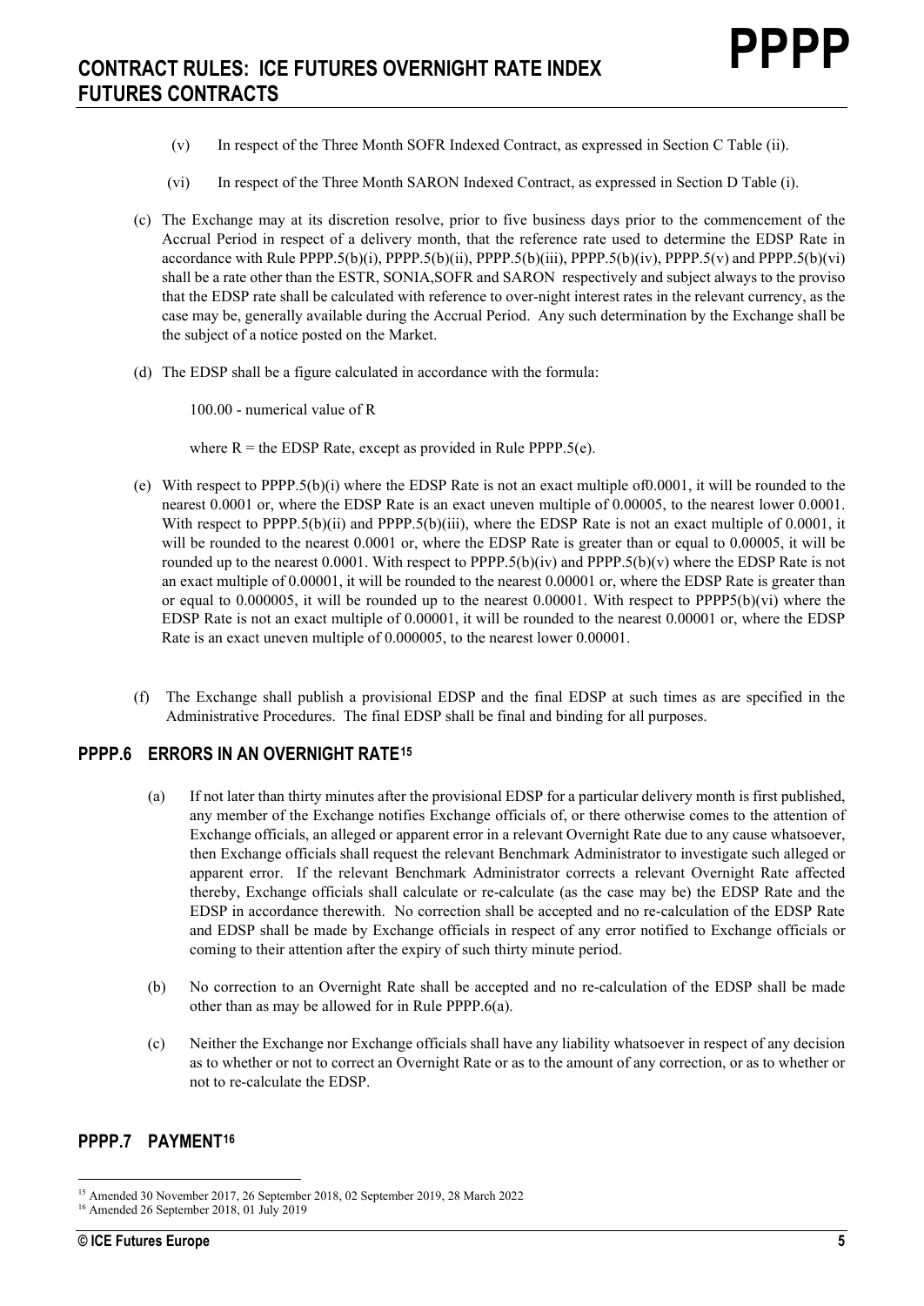(v) In respect of the Three Month SOFR Indexed Contract, as expressed in Section C Table (ii).

(vi) In respect of the Three Month SARON Indexed Contract, as expressed in Section D Table (i).

(c) The Exchange may at its discretion resolve, prior to five business days prior to the commencement of the Accrual Period in respect of a delivery month, that the reference rate used to determine the EDSP Rate in accordance with Rule PPPP.5(b)(i), PPPP.5(b)(ii), PPPP.5(b)(iii), PPPP.5(b)(iv), PPPP.5(v) and PPPP.5(b)(vi) shall be a rate other than the ESTR, SONIA,SOFR and SARON respectively and subject always to the proviso that the EDSP rate shall be calculated with reference to over-night interest rates in the relevant currency, as the case may be, generally available during the Accrual Period. Any such determination by the Exchange shall be the subject of a notice posted on the Market.

(d) The EDSP shall be a figure calculated in accordance with the formula:

100.00 - numerical value of R

where R = the EDSP Rate, except as provided in Rule PPPP.5(e).

(e) With respect to PPPP.5(b)(i) where the EDSP Rate is not an exact multiple of0.0001, it will be rounded to the nearest 0.0001 or, where the EDSP Rate is an exact uneven multiple of 0.00005, to the nearest lower 0.0001. With respect to PPPP.5(b)(ii) and PPPP.5(b)(iii), where the EDSP Rate is not an exact multiple of 0.0001, it will be rounded to the nearest 0.0001 or, where the EDSP Rate is greater than or equal to 0.00005, it will be rounded up to the nearest 0.0001. With respect to PPPP.5(b)(iv) and PPPP.5(b)(v) where the EDSP Rate is not an exact multiple of 0.00001, it will be rounded to the nearest 0.00001 or, where the EDSP Rate is greater than or equal to 0.000005, it will be rounded up to the nearest 0.00001. With respect to PPPP5(b)(vi) where the EDSP Rate is not an exact multiple of 0.00001, it will be rounded to the nearest 0.00001 or, where the EDSP Rate is an exact uneven multiple of 0.000005, to the nearest lower 0.00001.

(f) The Exchange shall publish a provisional EDSP and the final EDSP at such times as are specified in the Administrative Procedures. The final EDSP shall be final and binding for all purposes.

## PPPP.6 ERRORS IN AN OVERNIGHT RATE[15]

(a) If not later than thirty minutes after the provisional EDSP for a particular delivery month is first published, any member of the Exchange notifies Exchange officials of, or there otherwise comes to the attention of Exchange officials, an alleged or apparent error in a relevant Overnight Rate due to any cause whatsoever, then Exchange officials shall request the relevant Benchmark Administrator to investigate such alleged or apparent error. If the relevant Benchmark Administrator corrects a relevant Overnight Rate affected thereby, Exchange officials shall calculate or re-calculate (as the case may be) the EDSP Rate and the EDSP in accordance therewith. No correction shall be accepted and no re-calculation of the EDSP Rate and EDSP shall be made by Exchange officials in respect of any error notified to Exchange officials or coming to their attention after the expiry of such thirty minute period.

(b) No correction to an Overnight Rate shall be accepted and no re-calculation of the EDSP shall be made other than as may be allowed for in Rule PPPP.6(a).

(c) Neither the Exchange nor Exchange officials shall have any liability whatsoever in respect of any decision as to whether or not to correct an Overnight Rate or as to the amount of any correction, or as to whether or not to re-calculate the EDSP.

## PPPP.7 PAYMENT[16]

[15] Amended 30 November 2017, 26 September 2018, 02 September 2019, 28 March 2022

[16] Amended 26 September 2018, 01 July 2019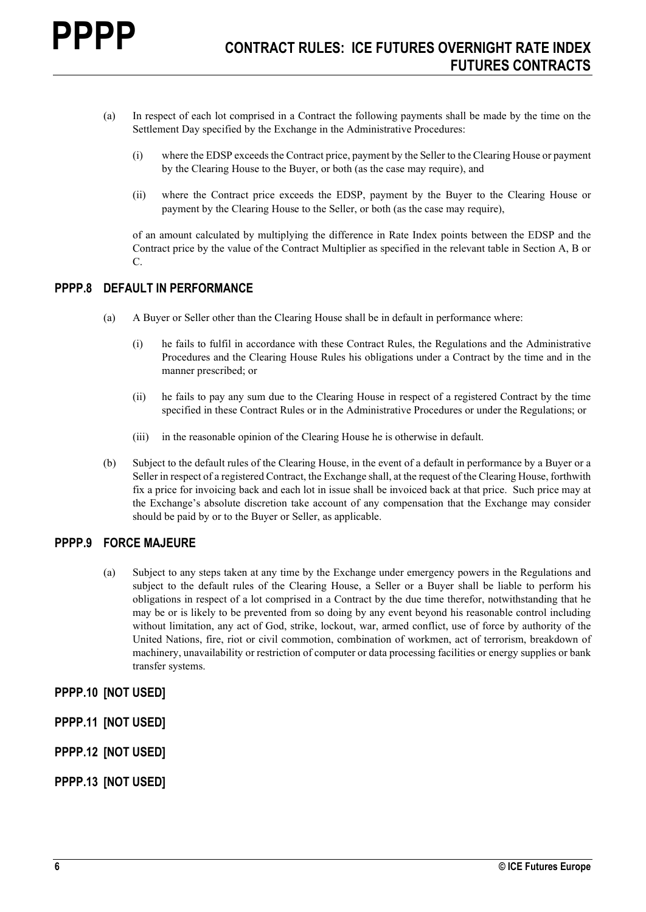(a) In respect of each lot comprised in a Contract the following payments shall be made by the time on the Settlement Day specified by the Exchange in the Administrative Procedures:

(i) where the EDSP exceeds the Contract price, payment by the Seller to the Clearing House or payment by the Clearing House to the Buyer, or both (as the case may require), and

(ii) where the Contract price exceeds the EDSP, payment by the Buyer to the Clearing House or payment by the Clearing House to the Seller, or both (as the case may require),

of an amount calculated by multiplying the difference in Rate Index points between the EDSP and the Contract price by the value of the Contract Multiplier as specified in the relevant table in Section A, B or C.

## PPPP.8 DEFAULT IN PERFORMANCE

(a) A Buyer or Seller other than the Clearing House shall be in default in performance where:

(i) he fails to fulfil in accordance with these Contract Rules, the Regulations and the Administrative Procedures and the Clearing House Rules his obligations under a Contract by the time and in the manner prescribed; or

(ii) he fails to pay any sum due to the Clearing House in respect of a registered Contract by the time specified in these Contract Rules or in the Administrative Procedures or under the Regulations; or

(iii) in the reasonable opinion of the Clearing House he is otherwise in default.

(b) Subject to the default rules of the Clearing House, in the event of a default in performance by a Buyer or a Seller in respect of a registered Contract, the Exchange shall, at the request of the Clearing House, forthwith fix a price for invoicing back and each lot in issue shall be invoiced back at that price. Such price may at the Exchange's absolute discretion take account of any compensation that the Exchange may consider should be paid by or to the Buyer or Seller, as applicable.

## PPPP.9 FORCE MAJEURE

(a) Subject to any steps taken at any time by the Exchange under emergency powers in the Regulations and subject to the default rules of the Clearing House, a Seller or a Buyer shall be liable to perform his obligations in respect of a lot comprised in a Contract by the due time therefor, notwithstanding that he may be or is likely to be prevented from so doing by any event beyond his reasonable control including without limitation, any act of God, strike, lockout, war, armed conflict, use of force by authority of the United Nations, fire, riot or civil commotion, combination of workmen, act of terrorism, breakdown of machinery, unavailability or restriction of computer or data processing facilities or energy supplies or bank transfer systems.

## PPPP.10 [NOT USED]

## PPPP.11 [NOT USED]

## PPPP.12 [NOT USED]

## PPPP.13 [NOT USED]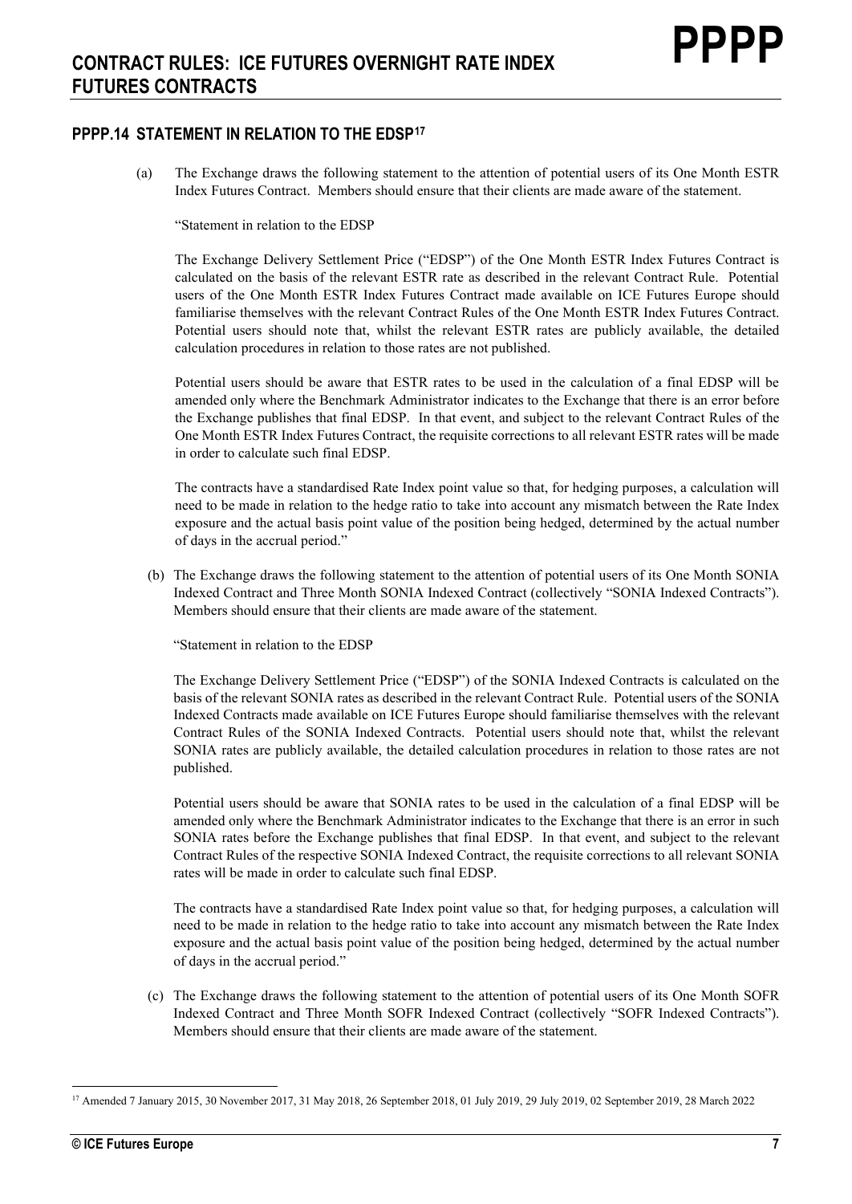## PPPP.14 STATEMENT IN RELATION TO THE EDSP[17]

(a) The Exchange draws the following statement to the attention of potential users of its One Month ESTR Index Futures Contract. Members should ensure that their clients are made aware of the statement.

"Statement in relation to the EDSP

The Exchange Delivery Settlement Price ("EDSP") of the One Month ESTR Index Futures Contract is calculated on the basis of the relevant ESTR rate as described in the relevant Contract Rule. Potential users of the One Month ESTR Index Futures Contract made available on ICE Futures Europe should familiarise themselves with the relevant Contract Rules of the One Month ESTR Index Futures Contract. Potential users should note that, whilst the relevant ESTR rates are publicly available, the detailed calculation procedures in relation to those rates are not published.

Potential users should be aware that ESTR rates to be used in the calculation of a final EDSP will be amended only where the Benchmark Administrator indicates to the Exchange that there is an error before the Exchange publishes that final EDSP. In that event, and subject to the relevant Contract Rules of the One Month ESTR Index Futures Contract, the requisite corrections to all relevant ESTR rates will be made in order to calculate such final EDSP.

The contracts have a standardised Rate Index point value so that, for hedging purposes, a calculation will need to be made in relation to the hedge ratio to take into account any mismatch between the Rate Index exposure and the actual basis point value of the position being hedged, determined by the actual number of days in the accrual period."

(b) The Exchange draws the following statement to the attention of potential users of its One Month SONIA Indexed Contract and Three Month SONIA Indexed Contract (collectively "SONIA Indexed Contracts"). Members should ensure that their clients are made aware of the statement.

"Statement in relation to the EDSP

The Exchange Delivery Settlement Price ("EDSP") of the SONIA Indexed Contracts is calculated on the basis of the relevant SONIA rates as described in the relevant Contract Rule. Potential users of the SONIA Indexed Contracts made available on ICE Futures Europe should familiarise themselves with the relevant Contract Rules of the SONIA Indexed Contracts. Potential users should note that, whilst the relevant SONIA rates are publicly available, the detailed calculation procedures in relation to those rates are not published.

Potential users should be aware that SONIA rates to be used in the calculation of a final EDSP will be amended only where the Benchmark Administrator indicates to the Exchange that there is an error in such SONIA rates before the Exchange publishes that final EDSP. In that event, and subject to the relevant Contract Rules of the respective SONIA Indexed Contract, the requisite corrections to all relevant SONIA rates will be made in order to calculate such final EDSP.

The contracts have a standardised Rate Index point value so that, for hedging purposes, a calculation will need to be made in relation to the hedge ratio to take into account any mismatch between the Rate Index exposure and the actual basis point value of the position being hedged, determined by the actual number of days in the accrual period."

(c) The Exchange draws the following statement to the attention of potential users of its One Month SOFR Indexed Contract and Three Month SOFR Indexed Contract (collectively "SOFR Indexed Contracts"). Members should ensure that their clients are made aware of the statement.

[17] Amended 7 January 2015, 30 November 2017, 31 May 2018, 26 September 2018, 01 July 2019, 29 July 2019, 02 September 2019, 28 March 2022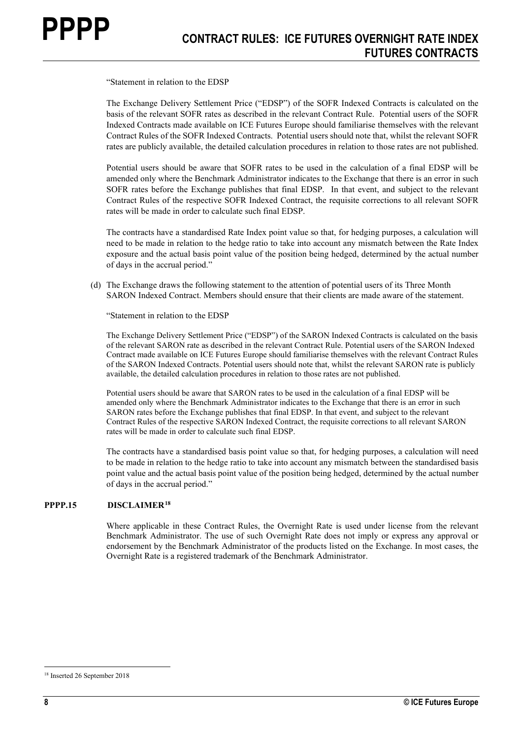"Statement in relation to the EDSP

The Exchange Delivery Settlement Price ("EDSP") of the SOFR Indexed Contracts is calculated on the basis of the relevant SOFR rates as described in the relevant Contract Rule. Potential users of the SOFR Indexed Contracts made available on ICE Futures Europe should familiarise themselves with the relevant Contract Rules of the SOFR Indexed Contracts. Potential users should note that, whilst the relevant SOFR rates are publicly available, the detailed calculation procedures in relation to those rates are not published.

Potential users should be aware that SOFR rates to be used in the calculation of a final EDSP will be amended only where the Benchmark Administrator indicates to the Exchange that there is an error in such SOFR rates before the Exchange publishes that final EDSP. In that event, and subject to the relevant Contract Rules of the respective SOFR Indexed Contract, the requisite corrections to all relevant SOFR rates will be made in order to calculate such final EDSP.

The contracts have a standardised Rate Index point value so that, for hedging purposes, a calculation will need to be made in relation to the hedge ratio to take into account any mismatch between the Rate Index exposure and the actual basis point value of the position being hedged, determined by the actual number of days in the accrual period."

(d) The Exchange draws the following statement to the attention of potential users of its Three Month SARON Indexed Contract. Members should ensure that their clients are made aware of the statement.

"Statement in relation to the EDSP

The Exchange Delivery Settlement Price ("EDSP") of the SARON Indexed Contracts is calculated on the basis of the relevant SARON rate as described in the relevant Contract Rule. Potential users of the SARON Indexed Contract made available on ICE Futures Europe should familiarise themselves with the relevant Contract Rules of the SARON Indexed Contracts. Potential users should note that, whilst the relevant SARON rate is publicly available, the detailed calculation procedures in relation to those rates are not published.

Potential users should be aware that SARON rates to be used in the calculation of a final EDSP will be amended only where the Benchmark Administrator indicates to the Exchange that there is an error in such SARON rates before the Exchange publishes that final EDSP. In that event, and subject to the relevant Contract Rules of the respective SARON Indexed Contract, the requisite corrections to all relevant SARON rates will be made in order to calculate such final EDSP.

The contracts have a standardised basis point value so that, for hedging purposes, a calculation will need to be made in relation to the hedge ratio to take into account any mismatch between the standardised basis point value and the actual basis point value of the position being hedged, determined by the actual number of days in the accrual period."

**PPPP.15 DISCLAIMER**[18]

Where applicable in these Contract Rules, the Overnight Rate is used under license from the relevant Benchmark Administrator. The use of such Overnight Rate does not imply or express any approval or endorsement by the Benchmark Administrator of the products listed on the Exchange. In most cases, the Overnight Rate is a registered trademark of the Benchmark Administrator.

---

[18] Inserted 26 September 2018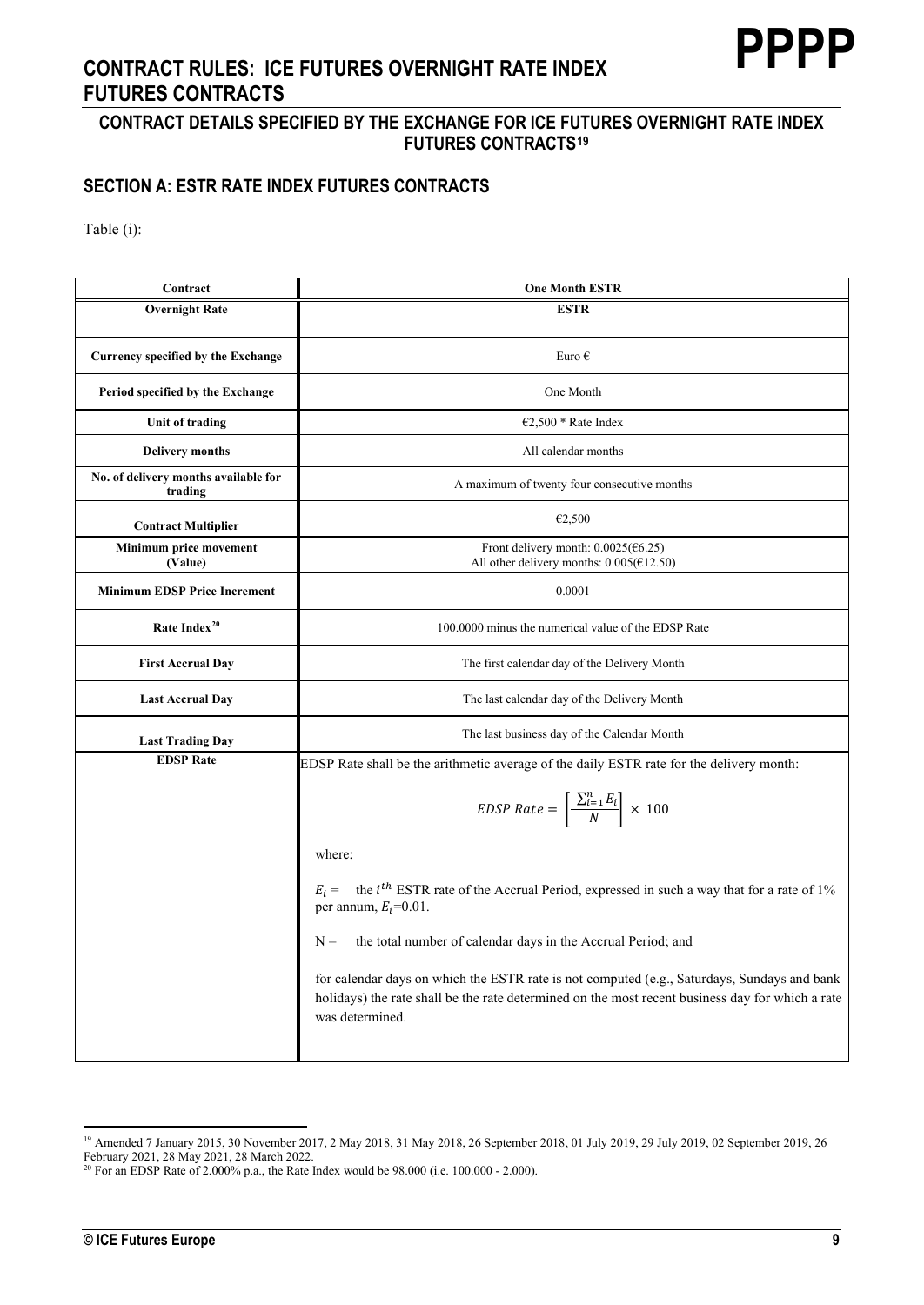# CONTRACT RULES: ICE FUTURES OVERNIGHT RATE INDEX FUTURES CONTRACTS

## CONTRACT DETAILS SPECIFIED BY THE EXCHANGE FOR ICE FUTURES OVERNIGHT RATE INDEX FUTURES CONTRACTS[19]

### SECTION A: ESTR RATE INDEX FUTURES CONTRACTS

Table (i):

| Contract | One Month ESTR |
|---|---|
| **Overnight Rate** | **ESTR** |
| **Currency specified by the Exchange** | Euro € |
| **Period specified by the Exchange** | One Month |
| **Unit of trading** | €2,500 * Rate Index |
| **Delivery months** | All calendar months |
| **No. of delivery months available for trading** | A maximum of twenty four consecutive months |
| **Contract Multiplier** | €2,500 |
| **Minimum price movement (Value)** | Front delivery month: 0.0025(€6.25)<br>All other delivery months: 0.005(€12.50) |
| **Minimum EDSP Price Increment** | 0.0001 |
| **Rate Index[20]** | 100.0000 minus the numerical value of the EDSP Rate |
| **First Accrual Day** | The first calendar day of the Delivery Month |
| **Last Accrual Day** | The last calendar day of the Delivery Month |
| **Last Trading Day** | The last business day of the Calendar Month |
| **EDSP Rate** | EDSP Rate shall be the arithmetic average of the daily ESTR rate for the delivery month:<br>$$EDSP\ Rate = \left[\frac{\sum_{i=1}^{n} E_i}{N}\right] \times 100$$<br>where:<br>$E_i$ = the $i^{th}$ ESTR rate of the Accrual Period, expressed in such a way that for a rate of 1% per annum, $E_i$=0.01.<br>N = the total number of calendar days in the Accrual Period; and<br>for calendar days on which the ESTR rate is not computed (e.g., Saturdays, Sundays and bank holidays) the rate shall be the rate determined on the most recent business day for which a rate was determined. |

[19] Amended 7 January 2015, 30 November 2017, 2 May 2018, 31 May 2018, 26 September 2018, 01 July 2019, 29 July 2019, 02 September 2019, 26 February 2021, 28 May 2021, 28 March 2022.

[20] For an EDSP Rate of 2.000% p.a., the Rate Index would be 98.000 (i.e. 100.000 - 2.000).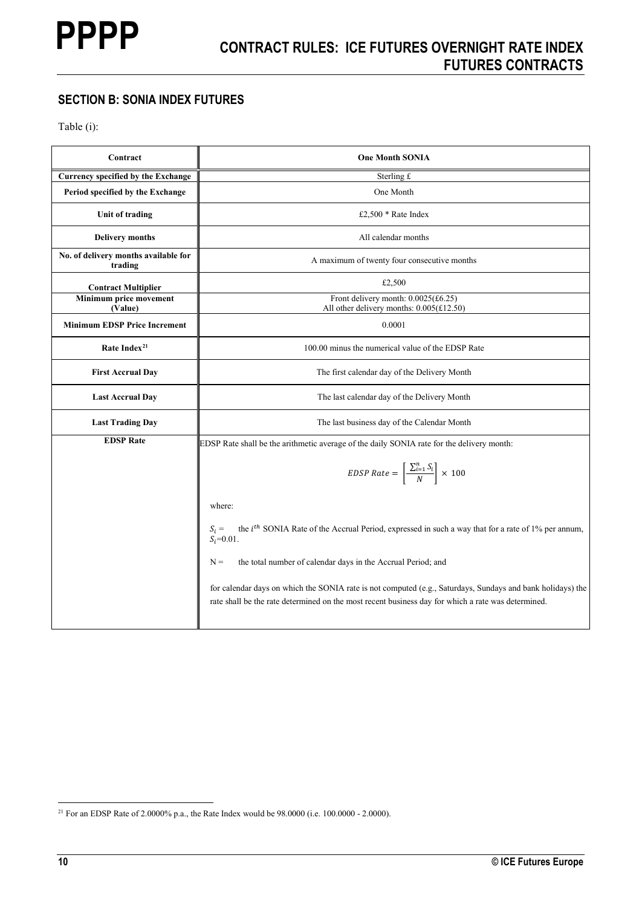## SECTION B: SONIA INDEX FUTURES

Table (i):

| Contract | One Month SONIA |
|---|---|
| Currency specified by the Exchange | Sterling £ |
| Period specified by the Exchange | One Month |
| Unit of trading | £2,500 * Rate Index |
| Delivery months | All calendar months |
| No. of delivery months available for trading | A maximum of twenty four consecutive months |
| Contract Multiplier | £2,500 |
| Minimum price movement (Value) | Front delivery month: 0.0025(£6.25)<br>All other delivery months: 0.005(£12.50) |
| Minimum EDSP Price Increment | 0.0001 |
| Rate Index[21] | 100.00 minus the numerical value of the EDSP Rate |
| First Accrual Day | The first calendar day of the Delivery Month |
| Last Accrual Day | The last calendar day of the Delivery Month |
| Last Trading Day | The last business day of the Calendar Month |
| EDSP Rate | EDSP Rate shall be the arithmetic average of the daily SONIA rate for the delivery month:<br>$EDSP\ Rate = \left[\frac{\sum_{i=1}^{n} S_i}{N}\right] \times 100$<br>where:<br>$S_i$ = the $i^{th}$ SONIA Rate of the Accrual Period, expressed in such a way that for a rate of 1% per annum, $S_i$=0.01.<br>N = the total number of calendar days in the Accrual Period; and<br>for calendar days on which the SONIA rate is not computed (e.g., Saturdays, Sundays and bank holidays) the rate shall be the rate determined on the most recent business day for which a rate was determined. |

[21] For an EDSP Rate of 2.0000% p.a., the Rate Index would be 98.0000 (i.e. 100.0000 - 2.0000).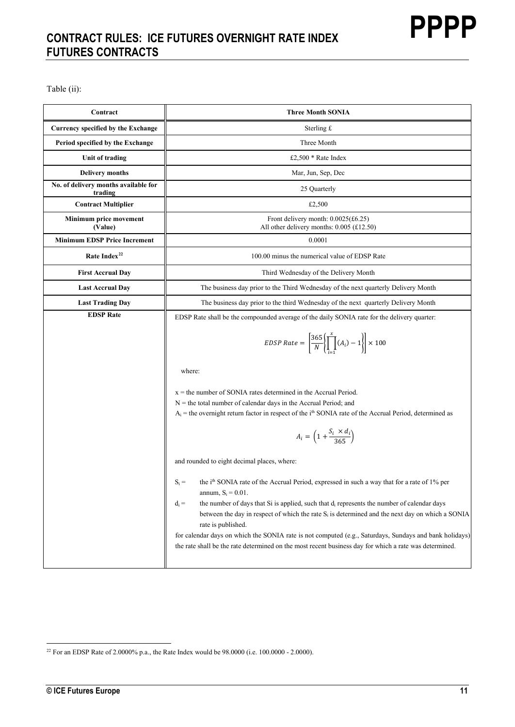Table (ii):

| Contract | Three Month SONIA |
|---|---|
| Currency specified by the Exchange | Sterling £ |
| Period specified by the Exchange | Three Month |
| Unit of trading | £2,500 * Rate Index |
| Delivery months | Mar, Jun, Sep, Dec |
| No. of delivery months available for trading | 25 Quarterly |
| Contract Multiplier | £2,500 |
| Minimum price movement (Value) | Front delivery month: 0.0025(£6.25)<br>All other delivery months: 0.005 (£12.50) |
| Minimum EDSP Price Increment | 0.0001 |
| Rate Index[22] | 100.00 minus the numerical value of EDSP Rate |
| First Accrual Day | Third Wednesday of the Delivery Month |
| Last Accrual Day | The business day prior to the Third Wednesday of the next quarterly Delivery Month |
| Last Trading Day | The business day prior to the third Wednesday of the next quarterly Delivery Month |
| EDSP Rate | EDSP Rate shall be the compounded average of the daily SONIA rate for the delivery quarter:<br>$$EDSP\ Rate = \left[\frac{365}{N}\left\{\prod_{i=1}^{x}(A_i) - 1\right\}\right] \times 100$$<br>where:<br>x = the number of SONIA rates determined in the Accrual Period.<br>N = the total number of calendar days in the Accrual Period; and<br>$A_i$ = the overnight return factor in respect of the $i^{th}$ SONIA rate of the Accrual Period, determined as<br>$$A_i = \left(1 + \frac{S_i \times d_i}{365}\right)$$<br>and rounded to eight decimal places, where:<br>$S_i$ = the $i^{th}$ SONIA rate of the Accrual Period, expressed in such a way that for a rate of 1% per annum, $S_i = 0.01$.<br>$d_i$ = the number of days that Si is applied, such that $d_i$ represents the number of calendar days between the day in respect of which the rate $S_i$ is determined and the next day on which a SONIA rate is published.<br>for calendar days on which the SONIA rate is not computed (e.g., Saturdays, Sundays and bank holidays) the rate shall be the rate determined on the most recent business day for which a rate was determined. |

[22] For an EDSP Rate of 2.0000% p.a., the Rate Index would be 98.0000 (i.e. 100.0000 - 2.0000).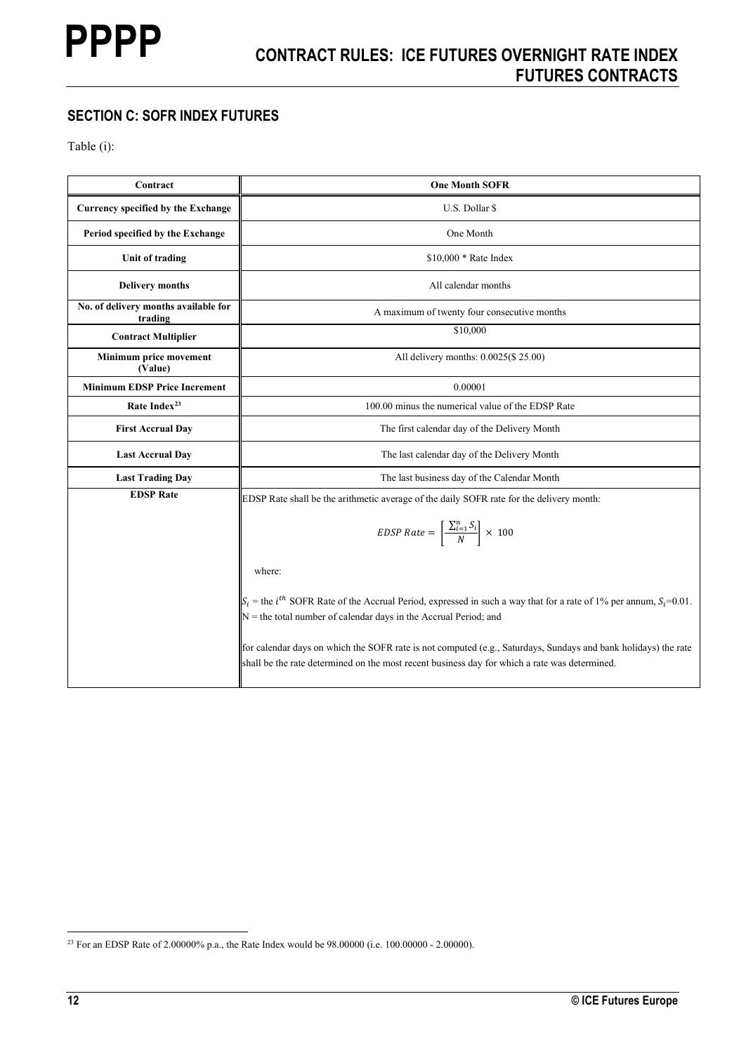## SECTION C: SOFR INDEX FUTURES

Table (i):

| Contract | One Month SOFR |
|---|---|
| Currency specified by the Exchange | U.S. Dollar $ |
| Period specified by the Exchange | One Month |
| Unit of trading | $10,000 * Rate Index |
| Delivery months | All calendar months |
| No. of delivery months available for trading | A maximum of twenty four consecutive months |
| Contract Multiplier | $10,000 |
| Minimum price movement (Value) | All delivery months: 0.0025($ 25.00) |
| Minimum EDSP Price Increment | 0.00001 |
| Rate Index[23] | 100.00 minus the numerical value of the EDSP Rate |
| First Accrual Day | The first calendar day of the Delivery Month |
| Last Accrual Day | The last calendar day of the Delivery Month |
| Last Trading Day | The last business day of the Calendar Month |
| EDSP Rate | EDSP Rate shall be the arithmetic average of the daily SOFR rate for the delivery month: $$EDSP\ Rate = \left[\frac{\sum_{i=1}^{n} S_i}{N}\right] \times 100$$ where: $S_i$ = the $i^{th}$ SOFR Rate of the Accrual Period, expressed in such a way that for a rate of 1% per annum, $S_i$=0.01. N = the total number of calendar days in the Accrual Period; and for calendar days on which the SOFR rate is not computed (e.g., Saturdays, Sundays and bank holidays) the rate shall be the rate determined on the most recent business day for which a rate was determined. |

[23] For an EDSP Rate of 2.00000% p.a., the Rate Index would be 98.00000 (i.e. 100.00000 - 2.00000).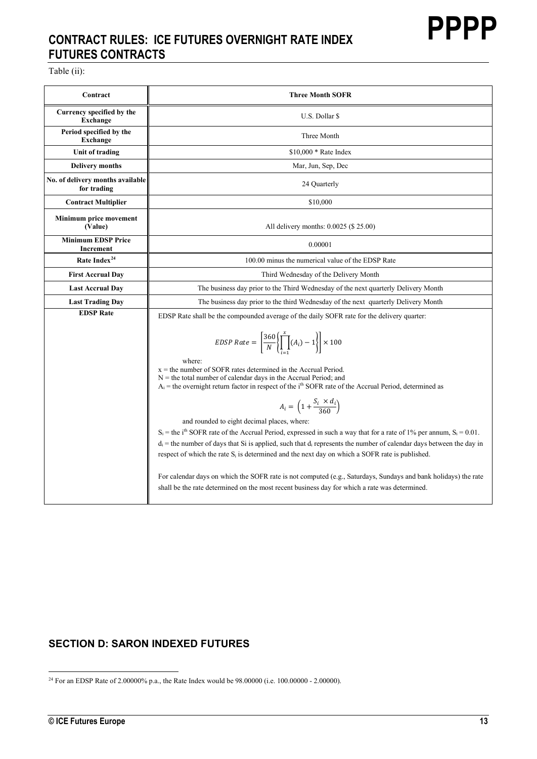# CONTRACT RULES: ICE FUTURES OVERNIGHT RATE INDEX FUTURES CONTRACTS

Table (ii):

| Contract | Three Month SOFR |
|---|---|
| Currency specified by the Exchange | U.S. Dollar $ |
| Period specified by the Exchange | Three Month |
| Unit of trading | $10,000 * Rate Index |
| Delivery months | Mar, Jun, Sep, Dec |
| No. of delivery months available for trading | 24 Quarterly |
| Contract Multiplier | $10,000 |
| Minimum price movement (Value) | All delivery months: 0.0025 ($ 25.00) |
| Minimum EDSP Price Increment | 0.00001 |
| Rate Index[24] | 100.00 minus the numerical value of the EDSP Rate |
| First Accrual Day | Third Wednesday of the Delivery Month |
| Last Accrual Day | The business day prior to the Third Wednesday of the next quarterly Delivery Month |
| Last Trading Day | The business day prior to the third Wednesday of the next quarterly Delivery Month |
| EDSP Rate | EDSP Rate shall be the compounded average of the daily SOFR rate for the delivery quarter: $$EDSP\ Rate = \left[\frac{360}{N}\left\{\prod_{i=1}^{x}(A_i) - 1\right\}\right] \times 100$$ where: $x$ = the number of SOFR rates determined in the Accrual Period. $N$ = the total number of calendar days in the Accrual Period; and $A_i$ = the overnight return factor in respect of the $i^{th}$ SOFR rate of the Accrual Period, determined as $$A_i = \left(1 + \frac{S_i \times d_i}{360}\right)$$ and rounded to eight decimal places, where: $S_i$ = the $i^{th}$ SOFR rate of the Accrual Period, expressed in such a way that for a rate of 1% per annum, $S_i = 0.01$. $d_i$ = the number of days that Si is applied, such that $d_i$ represents the number of calendar days between the day in respect of which the rate $S_i$ is determined and the next day on which a SOFR rate is published. For calendar days on which the SOFR rate is not computed (e.g., Saturdays, Sundays and bank holidays) the rate shall be the rate determined on the most recent business day for which a rate was determined. |

## SECTION D: SARON INDEXED FUTURES

[24] For an EDSP Rate of 2.00000% p.a., the Rate Index would be 98.00000 (i.e. 100.00000 - 2.00000).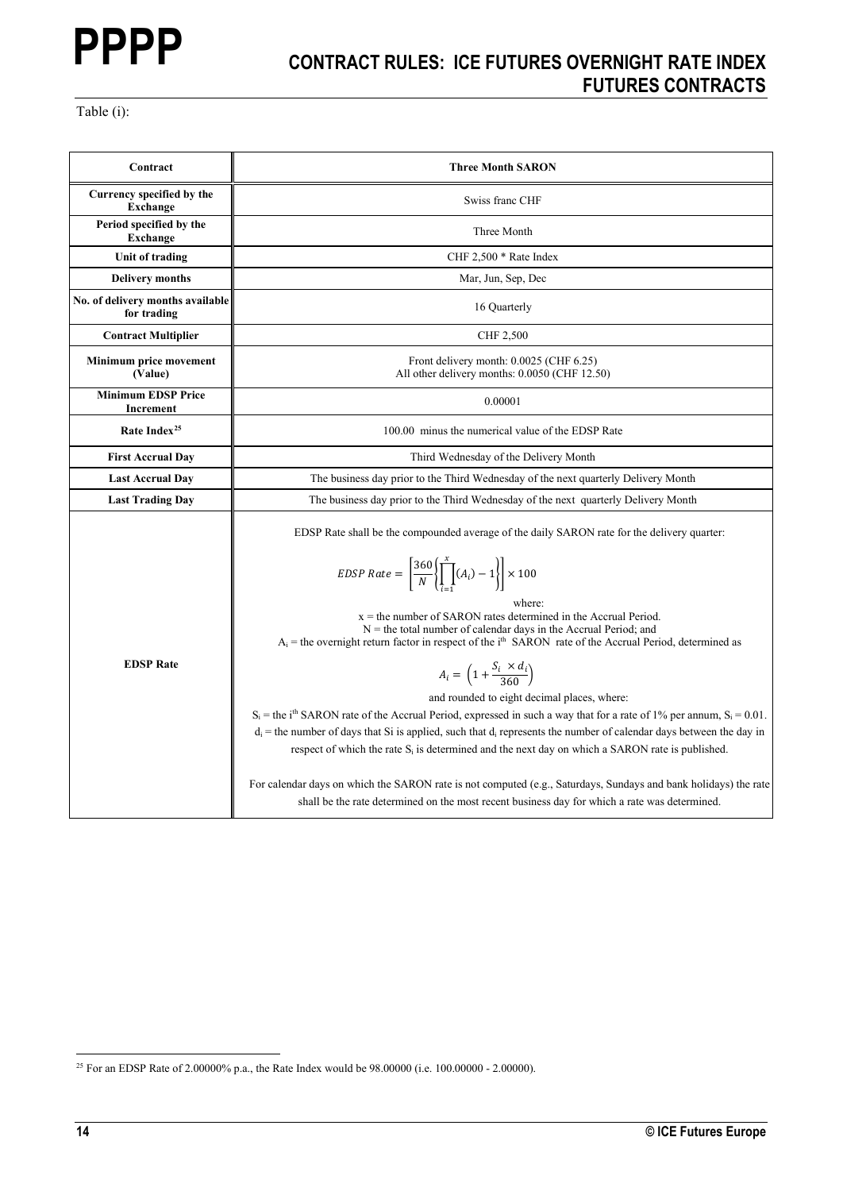Table (i):

| Contract | Three Month SARON |
|---|---|
| Currency specified by the Exchange | Swiss franc CHF |
| Period specified by the Exchange | Three Month |
| Unit of trading | CHF 2,500 * Rate Index |
| Delivery months | Mar, Jun, Sep, Dec |
| No. of delivery months available for trading | 16 Quarterly |
| Contract Multiplier | CHF 2,500 |
| Minimum price movement (Value) | Front delivery month: 0.0025 (CHF 6.25)<br>All other delivery months: 0.0050 (CHF 12.50) |
| Minimum EDSP Price Increment | 0.00001 |
| Rate Index[25] | 100.00 minus the numerical value of the EDSP Rate |
| First Accrual Day | Third Wednesday of the Delivery Month |
| Last Accrual Day | The business day prior to the Third Wednesday of the next quarterly Delivery Month |
| Last Trading Day | The business day prior to the Third Wednesday of the next quarterly Delivery Month |
| EDSP Rate | EDSP Rate shall be the compounded average of the daily SARON rate for the delivery quarter: $EDSP\ Rate = \left[\frac{360}{N}\left\{\prod_{i=1}^{x}(A_i) - 1\right\}\right] \times 100$ where: x = the number of SARON rates determined in the Accrual Period. N = the total number of calendar days in the Accrual Period; and $A_i$ = the overnight return factor in respect of the $i^{th}$ SARON rate of the Accrual Period, determined as $A_i = \left(1 + \frac{S_i \times d_i}{360}\right)$ and rounded to eight decimal places, where: $S_i$ = the $i^{th}$ SARON rate of the Accrual Period, expressed in such a way that for a rate of 1% per annum, $S_i = 0.01$. $d_i$ = the number of days that Si is applied, such that $d_i$ represents the number of calendar days between the day in respect of which the rate $S_i$ is determined and the next day on which a SARON rate is published.<br><br>For calendar days on which the SARON rate is not computed (e.g., Saturdays, Sundays and bank holidays) the rate shall be the rate determined on the most recent business day for which a rate was determined. |

[25] For an EDSP Rate of 2.00000% p.a., the Rate Index would be 98.00000 (i.e. 100.00000 - 2.00000).